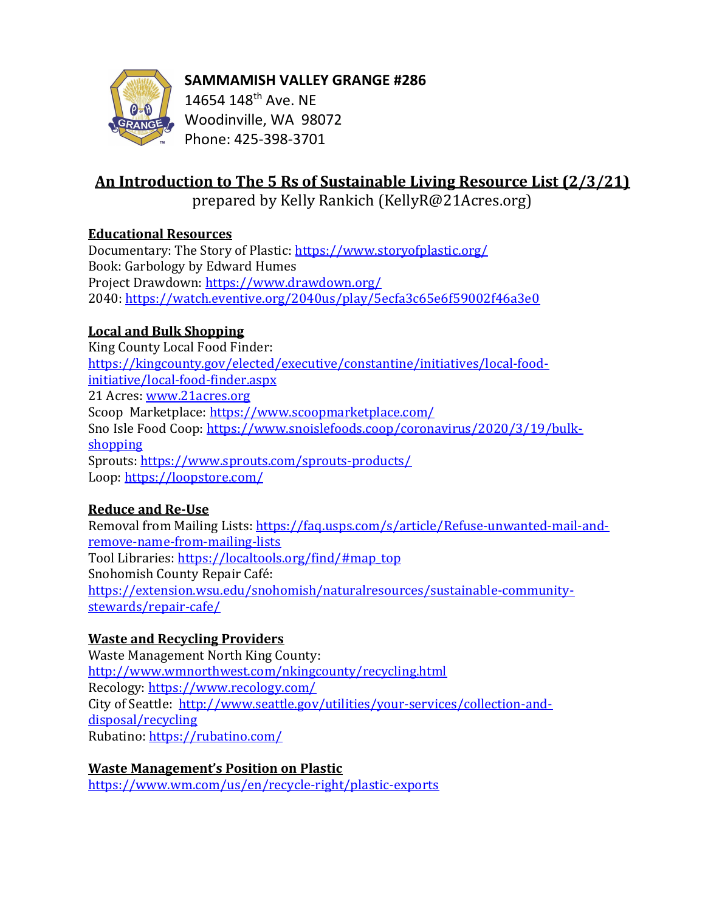**SAMMAMISH VALLEY GRANGE #286**
14654 148th Ave. NE
Woodinville, WA 98072
Phone: 425-398-3701

# An Introduction to The 5 Rs of Sustainable Living Resource List (2/3/21)

prepared by Kelly Rankich (KellyR@21Acres.org)

## Educational Resources

Documentary: The Story of Plastic: https://www.storyofplastic.org/
Book: Garbology by Edward Humes
Project Drawdown: https://www.drawdown.org/
2040: https://watch.eventive.org/2040us/play/5ecfa3c65e6f59002f46a3e0

## Local and Bulk Shopping

King County Local Food Finder: https://kingcounty.gov/elected/executive/constantine/initiatives/local-food-initiative/local-food-finder.aspx
21 Acres: www.21acres.org
Scoop Marketplace: https://www.scoopmarketplace.com/
Sno Isle Food Coop: https://www.snoislefoods.coop/coronavirus/2020/3/19/bulk-shopping
Sprouts: https://www.sprouts.com/sprouts-products/
Loop: https://loopstore.com/

## Reduce and Re-Use

Removal from Mailing Lists: https://faq.usps.com/s/article/Refuse-unwanted-mail-and-remove-name-from-mailing-lists
Tool Libraries: https://localtools.org/find/#map_top
Snohomish County Repair Café: https://extension.wsu.edu/snohomish/naturalresources/sustainable-community-stewards/repair-cafe/

## Waste and Recycling Providers

Waste Management North King County: http://www.wmnorthwest.com/nkingcounty/recycling.html
Recology: https://www.recology.com/
City of Seattle: http://www.seattle.gov/utilities/your-services/collection-and-disposal/recycling
Rubatino: https://rubatino.com/

## Waste Management's Position on Plastic

https://www.wm.com/us/en/recycle-right/plastic-exports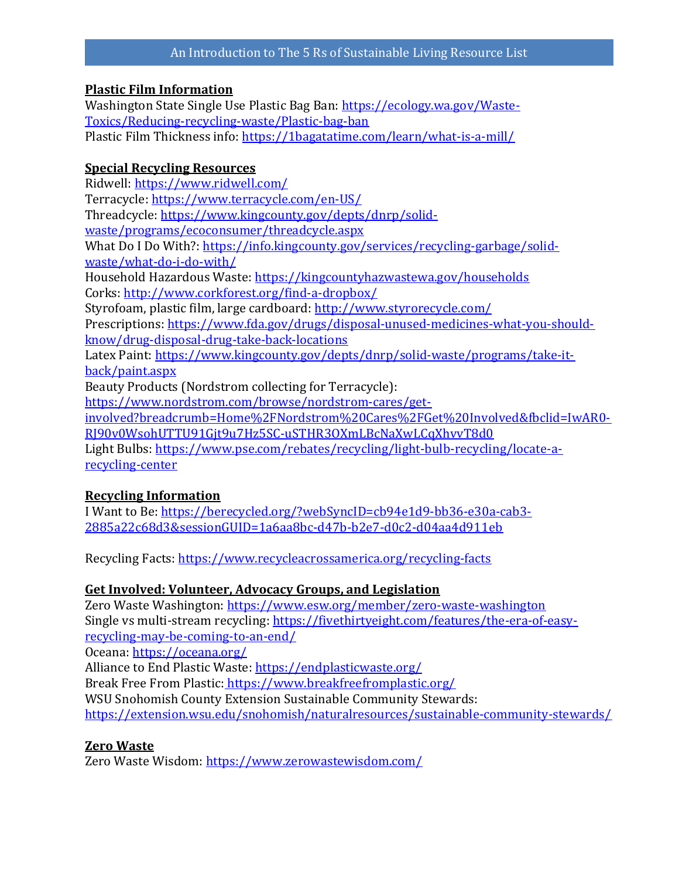# An Introduction to The 5 Rs of Sustainable Living Resource List

**Plastic Film Information**

Washington State Single Use Plastic Bag Ban: https://ecology.wa.gov/Waste-Toxics/Reducing-recycling-waste/Plastic-bag-ban
Plastic Film Thickness info: https://1bagatatime.com/learn/what-is-a-mill/

**Special Recycling Resources**

Ridwell: https://www.ridwell.com/
Terracycle: https://www.terracycle.com/en-US/
Threadcycle: https://www.kingcounty.gov/depts/dnrp/solid-waste/programs/ecoconsumer/threadcycle.aspx
What Do I Do With?: https://info.kingcounty.gov/services/recycling-garbage/solid-waste/what-do-i-do-with/
Household Hazardous Waste: https://kingcountyhazwastewa.gov/households
Corks: http://www.corkforest.org/find-a-dropbox/
Styrofoam, plastic film, large cardboard: http://www.styrorecycle.com/
Prescriptions: https://www.fda.gov/drugs/disposal-unused-medicines-what-you-should-know/drug-disposal-drug-take-back-locations
Latex Paint: https://www.kingcounty.gov/depts/dnrp/solid-waste/programs/take-it-back/paint.aspx
Beauty Products (Nordstrom collecting for Terracycle): https://www.nordstrom.com/browse/nordstrom-cares/get-involved?breadcrumb=Home%2FNordstrom%20Cares%2FGet%20Involved&fbclid=IwAR0-RJ90v0WsohUTTU91Gjt9u7Hz5SC-uSTHR3OXmLBcNaXwLCqXhvvT8d0
Light Bulbs: https://www.pse.com/rebates/recycling/light-bulb-recycling/locate-a-recycling-center

**Recycling Information**

I Want to Be: https://berecycled.org/?webSyncID=cb94e1d9-bb36-e30a-cab3-2885a22c68d3&sessionGUID=1a6aa8bc-d47b-b2e7-d0c2-d04aa4d911eb

Recycling Facts: https://www.recycleacrossamerica.org/recycling-facts

**Get Involved: Volunteer, Advocacy Groups, and Legislation**

Zero Waste Washington: https://www.esw.org/member/zero-waste-washington
Single vs multi-stream recycling: https://fivethirtyeight.com/features/the-era-of-easy-recycling-may-be-coming-to-an-end/
Oceana: https://oceana.org/
Alliance to End Plastic Waste: https://endplasticwaste.org/
Break Free From Plastic: https://www.breakfreefromplastic.org/
WSU Snohomish County Extension Sustainable Community Stewards: https://extension.wsu.edu/snohomish/naturalresources/sustainable-community-stewards/

**Zero Waste**

Zero Waste Wisdom: https://www.zerowastewisdom.com/